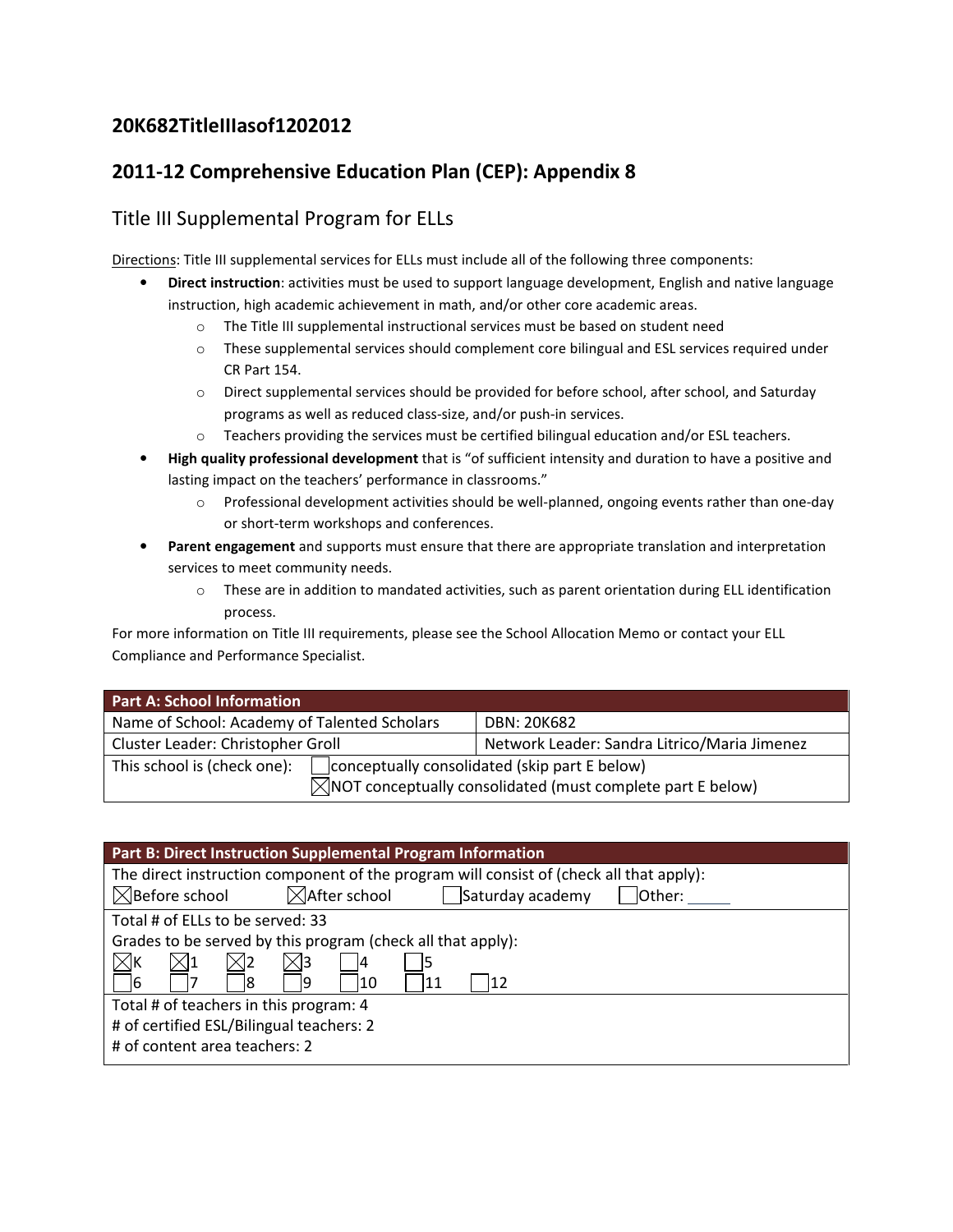## 20K682TitleIIIasof1202012

## 2011-12 Comprehensive Education Plan (CEP): Appendix 8

### Title III Supplemental Program for ELLs

Directions: Title III supplemental services for ELLs must include all of the following three components:

- **Direct instruction**: activities must be used to support language development, English and native language instruction, high academic achievement in math, and/or other core academic areas.
  - The Title III supplemental instructional services must be based on student need
  - These supplemental services should complement core bilingual and ESL services required under CR Part 154.
  - Direct supplemental services should be provided for before school, after school, and Saturday programs as well as reduced class-size, and/or push-in services.
  - Teachers providing the services must be certified bilingual education and/or ESL teachers.
- **High quality professional development** that is "of sufficient intensity and duration to have a positive and lasting impact on the teachers' performance in classrooms."
  - Professional development activities should be well-planned, ongoing events rather than one-day or short-term workshops and conferences.
- **Parent engagement** and supports must ensure that there are appropriate translation and interpretation services to meet community needs.
  - These are in addition to mandated activities, such as parent orientation during ELL identification process.

For more information on Title III requirements, please see the School Allocation Memo or contact your ELL Compliance and Performance Specialist.

| Part A: School Information | |
|---|---|
| Name of School: Academy of Talented Scholars | DBN: 20K682 |
| Cluster Leader: Christopher Groll | Network Leader: Sandra Litrico/Maria Jimenez |
| This school is (check one): ☐ conceptually consolidated (skip part E below) ☒ NOT conceptually consolidated (must complete part E below) | |

| Part B: Direct Instruction Supplemental Program Information |
|---|
| The direct instruction component of the program will consist of (check all that apply): ☒ Before school ☒ After school ☐ Saturday academy ☐ Other: ____ |
| Total # of ELLs to be served: 33<br>Grades to be served by this program (check all that apply):<br>☒ K ☒ 1 ☒ 2 ☒ 3 ☐ 4 ☐ 5<br>☐ 6 ☐ 7 ☐ 8 ☐ 9 ☐ 10 ☐ 11 ☐ 12 |
| Total # of teachers in this program: 4<br># of certified ESL/Bilingual teachers: 2<br># of content area teachers: 2 |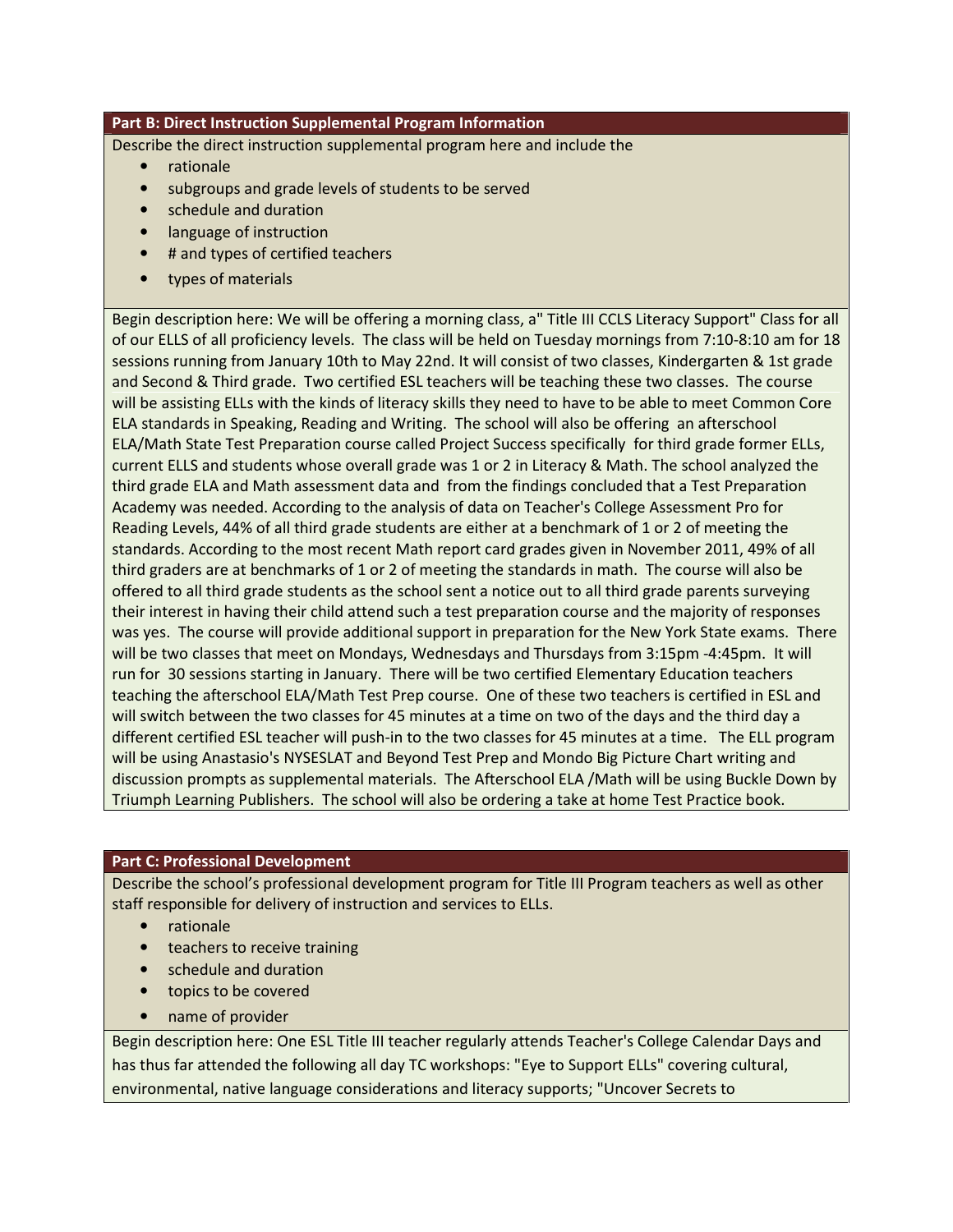## Part B: Direct Instruction Supplemental Program Information

Describe the direct instruction supplemental program here and include the

- rationale
- subgroups and grade levels of students to be served
- schedule and duration
- language of instruction
- # and types of certified teachers
- types of materials

Begin description here: We will be offering a morning class, a" Title III CCLS Literacy Support" Class for all of our ELLS of all proficiency levels. The class will be held on Tuesday mornings from 7:10-8:10 am for 18 sessions running from January 10th to May 22nd. It will consist of two classes, Kindergarten & 1st grade and Second & Third grade. Two certified ESL teachers will be teaching these two classes. The course will be assisting ELLs with the kinds of literacy skills they need to have to be able to meet Common Core ELA standards in Speaking, Reading and Writing. The school will also be offering an afterschool ELA/Math State Test Preparation course called Project Success specifically for third grade former ELLs, current ELLS and students whose overall grade was 1 or 2 in Literacy & Math. The school analyzed the third grade ELA and Math assessment data and from the findings concluded that a Test Preparation Academy was needed. According to the analysis of data on Teacher's College Assessment Pro for Reading Levels, 44% of all third grade students are either at a benchmark of 1 or 2 of meeting the standards. According to the most recent Math report card grades given in November 2011, 49% of all third graders are at benchmarks of 1 or 2 of meeting the standards in math. The course will also be offered to all third grade students as the school sent a notice out to all third grade parents surveying their interest in having their child attend such a test preparation course and the majority of responses was yes. The course will provide additional support in preparation for the New York State exams. There will be two classes that meet on Mondays, Wednesdays and Thursdays from 3:15pm -4:45pm. It will run for 30 sessions starting in January. There will be two certified Elementary Education teachers teaching the afterschool ELA/Math Test Prep course. One of these two teachers is certified in ESL and will switch between the two classes for 45 minutes at a time on two of the days and the third day a different certified ESL teacher will push-in to the two classes for 45 minutes at a time. The ELL program will be using Anastasio's NYSESLAT and Beyond Test Prep and Mondo Big Picture Chart writing and discussion prompts as supplemental materials. The Afterschool ELA /Math will be using Buckle Down by Triumph Learning Publishers. The school will also be ordering a take at home Test Practice book.

## Part C: Professional Development

Describe the school's professional development program for Title III Program teachers as well as other staff responsible for delivery of instruction and services to ELLs.

- rationale
- teachers to receive training
- schedule and duration
- topics to be covered
- name of provider

Begin description here: One ESL Title III teacher regularly attends Teacher's College Calendar Days and has thus far attended the following all day TC workshops: "Eye to Support ELLs" covering cultural, environmental, native language considerations and literacy supports; "Uncover Secrets to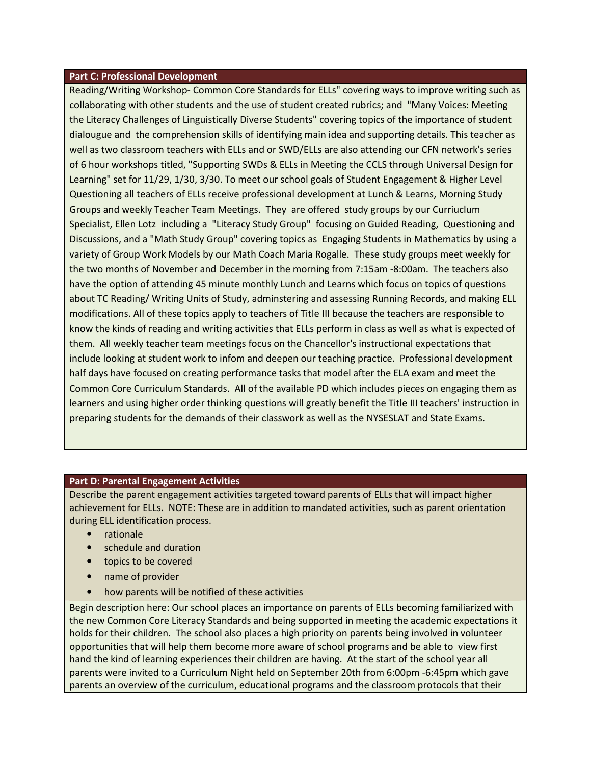**Part C: Professional Development**

Reading/Writing Workshop- Common Core Standards for ELLs" covering ways to improve writing such as collaborating with other students and the use of student created rubrics; and "Many Voices: Meeting the Literacy Challenges of Linguistically Diverse Students" covering topics of the importance of student dialougue and the comprehension skills of identifying main idea and supporting details. This teacher as well as two classroom teachers with ELLs and or SWD/ELLs are also attending our CFN network's series of 6 hour workshops titled, "Supporting SWDs & ELLs in Meeting the CCLS through Universal Design for Learning" set for 11/29, 1/30, 3/30. To meet our school goals of Student Engagement & Higher Level Questioning all teachers of ELLs receive professional development at Lunch & Learns, Morning Study Groups and weekly Teacher Team Meetings. They are offered study groups by our Curriuclum Specialist, Ellen Lotz including a "Literacy Study Group" focusing on Guided Reading, Questioning and Discussions, and a "Math Study Group" covering topics as Engaging Students in Mathematics by using a variety of Group Work Models by our Math Coach Maria Rogalle. These study groups meet weekly for the two months of November and December in the morning from 7:15am -8:00am. The teachers also have the option of attending 45 minute monthly Lunch and Learns which focus on topics of questions about TC Reading/ Writing Units of Study, adminstering and assessing Running Records, and making ELL modifications. All of these topics apply to teachers of Title III because the teachers are responsible to know the kinds of reading and writing activities that ELLs perform in class as well as what is expected of them. All weekly teacher team meetings focus on the Chancellor's instructional expectations that include looking at student work to infom and deepen our teaching practice. Professional development half days have focused on creating performance tasks that model after the ELA exam and meet the Common Core Curriculum Standards. All of the available PD which includes pieces on engaging them as learners and using higher order thinking questions will greatly benefit the Title III teachers' instruction in preparing students for the demands of their classwork as well as the NYSESLAT and State Exams.

**Part D: Parental Engagement Activities**

Describe the parent engagement activities targeted toward parents of ELLs that will impact higher achievement for ELLs. NOTE: These are in addition to mandated activities, such as parent orientation during ELL identification process.

- rationale
- schedule and duration
- topics to be covered
- name of provider
- how parents will be notified of these activities

Begin description here: Our school places an importance on parents of ELLs becoming familiarized with the new Common Core Literacy Standards and being supported in meeting the academic expectations it holds for their children. The school also places a high priority on parents being involved in volunteer opportunities that will help them become more aware of school programs and be able to view first hand the kind of learning experiences their children are having. At the start of the school year all parents were invited to a Curriculum Night held on September 20th from 6:00pm -6:45pm which gave parents an overview of the curriculum, educational programs and the classroom protocols that their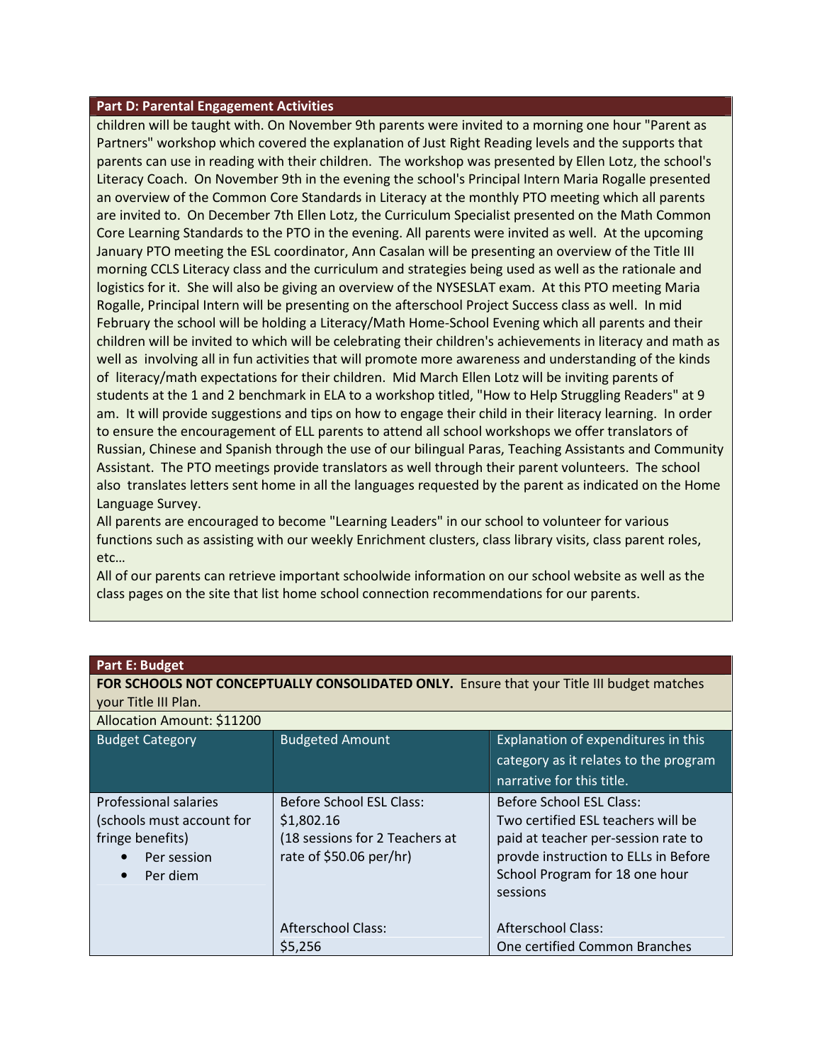## Part D: Parental Engagement Activities

children will be taught with. On November 9th parents were invited to a morning one hour "Parent as Partners" workshop which covered the explanation of Just Right Reading levels and the supports that parents can use in reading with their children. The workshop was presented by Ellen Lotz, the school's Literacy Coach. On November 9th in the evening the school's Principal Intern Maria Rogalle presented an overview of the Common Core Standards in Literacy at the monthly PTO meeting which all parents are invited to. On December 7th Ellen Lotz, the Curriculum Specialist presented on the Math Common Core Learning Standards to the PTO in the evening. All parents were invited as well. At the upcoming January PTO meeting the ESL coordinator, Ann Casalan will be presenting an overview of the Title III morning CCLS Literacy class and the curriculum and strategies being used as well as the rationale and logistics for it. She will also be giving an overview of the NYSESLAT exam. At this PTO meeting Maria Rogalle, Principal Intern will be presenting on the afterschool Project Success class as well. In mid February the school will be holding a Literacy/Math Home-School Evening which all parents and their children will be invited to which will be celebrating their children's achievements in literacy and math as well as involving all in fun activities that will promote more awareness and understanding of the kinds of literacy/math expectations for their children. Mid March Ellen Lotz will be inviting parents of students at the 1 and 2 benchmark in ELA to a workshop titled, "How to Help Struggling Readers" at 9 am. It will provide suggestions and tips on how to engage their child in their literacy learning. In order to ensure the encouragement of ELL parents to attend all school workshops we offer translators of Russian, Chinese and Spanish through the use of our bilingual Paras, Teaching Assistants and Community Assistant. The PTO meetings provide translators as well through their parent volunteers. The school also translates letters sent home in all the languages requested by the parent as indicated on the Home Language Survey.

All parents are encouraged to become "Learning Leaders" in our school to volunteer for various functions such as assisting with our weekly Enrichment clusters, class library visits, class parent roles, etc…

All of our parents can retrieve important schoolwide information on our school website as well as the class pages on the site that list home school connection recommendations for our parents.

## Part E: Budget

**FOR SCHOOLS NOT CONCEPTUALLY CONSOLIDATED ONLY.** Ensure that your Title III budget matches your Title III Plan.

Allocation Amount: $11200

| Budget Category | Budgeted Amount | Explanation of expenditures in this category as it relates to the program narrative for this title. |
|---|---|---|
| Professional salaries (schools must account for fringe benefits)<br>• Per session<br>• Per diem | Before School ESL Class:<br>$1,802.16<br>(18 sessions for 2 Teachers at rate of $50.06 per/hr) | Before School ESL Class:<br>Two certified ESL teachers will be paid at teacher per-session rate to provde instruction to ELLs in Before School Program for 18 one hour sessions |
| | Afterschool Class:<br>$5,256 | Afterschool Class:<br>One certified Common Branches |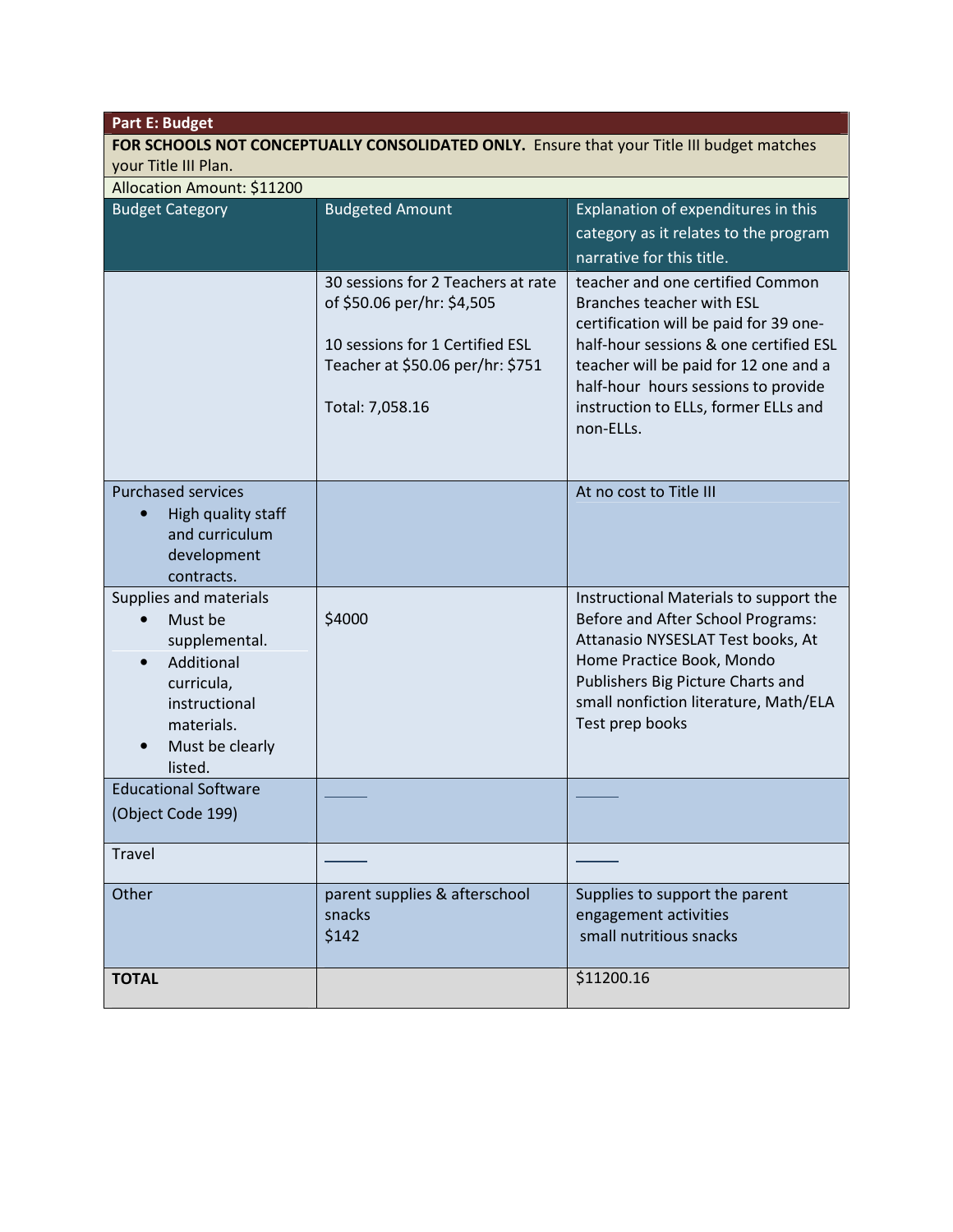| Part E: Budget | | |
|---|---|---|
| **FOR SCHOOLS NOT CONCEPTUALLY CONSOLIDATED ONLY.** Ensure that your Title III budget matches your Title III Plan. | | |
| Allocation Amount: $11200 | | |
| Budget Category | Budgeted Amount | Explanation of expenditures in this category as it relates to the program narrative for this title. |
| | 30 sessions for 2 Teachers at rate of $50.06 per/hr: $4,505<br><br>10 sessions for 1 Certified ESL Teacher at $50.06 per/hr: $751<br><br>Total: 7,058.16 | teacher and one certified Common Branches teacher with ESL certification will be paid for 39 one-half-hour sessions & one certified ESL teacher will be paid for 12 one and a half-hour hours sessions to provide instruction to ELLs, former ELLs and non-ELLs. |
| Purchased services<br>• High quality staff and curriculum development contracts. | | At no cost to Title III |
| Supplies and materials<br>• Must be supplemental.<br>• Additional curricula, instructional materials.<br>• Must be clearly listed. | $4000 | Instructional Materials to support the Before and After School Programs: Attanasio NYSESLAT Test books, At Home Practice Book, Mondo Publishers Big Picture Charts and small nonfiction literature, Math/ELA Test prep books |
| Educational Software (Object Code 199) | _____ | _____ |
| Travel | _____ | _____ |
| Other | parent supplies & afterschool snacks<br>$142 | Supplies to support the parent engagement activities<br>small nutritious snacks |
| **TOTAL** | | $11200.16 |